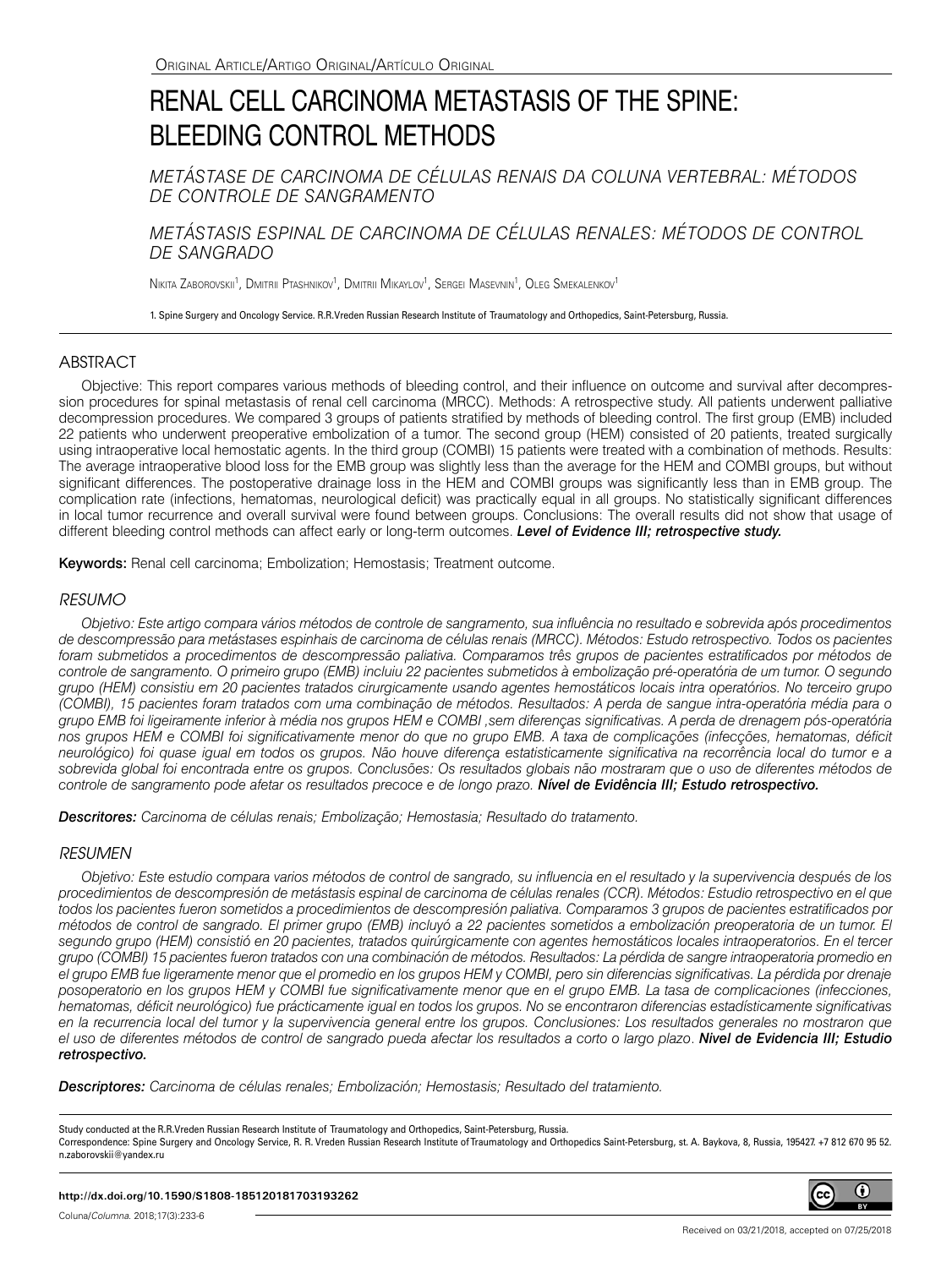Original Article/Artigo Original/Artículo Original

# RENAL CELL CARCINOMA METASTASIS OF THE SPINE: BLEEDING CONTROL METHODS

*METÁSTASE DE CARCINOMA DE CÉLULAS RENAIS DA COLUNA VERTEBRAL: MÉTODOS DE CONTROLE DE SANGRAMENTO*

*METÁSTASIS ESPINAL DE CARCINOMA DE CÉLULAS RENALES: MÉTODOS DE CONTROL DE SANGRADO*

Nikita Zaborovskii[1], Dmitrii Ptashnikov[1], Dmitrii Mikaylov[1], Sergei Masevnin[1], Oleg Smekalenkov[1]

1. Spine Surgery and Oncology Service. R.R.Vreden Russian Research Institute of Traumatology and Orthopedics, Saint-Petersburg, Russia.

## ABSTRACT

Objective: This report compares various methods of bleeding control, and their influence on outcome and survival after decompression procedures for spinal metastasis of renal cell carcinoma (MRCC). Methods: A retrospective study. All patients underwent palliative decompression procedures. We compared 3 groups of patients stratified by methods of bleeding control. The first group (EMB) included 22 patients who underwent preoperative embolization of a tumor. The second group (HEM) consisted of 20 patients, treated surgically using intraoperative local hemostatic agents. In the third group (COMBI) 15 patients were treated with a combination of methods. Results: The average intraoperative blood loss for the EMB group was slightly less than the average for the HEM and COMBI groups, but without significant differences. The postoperative drainage loss in the HEM and COMBI groups was significantly less than in EMB group. The complication rate (infections, hematomas, neurological deficit) was practically equal in all groups. No statistically significant differences in local tumor recurrence and overall survival were found between groups. Conclusions: The overall results did not show that usage of different bleeding control methods can affect early or long-term outcomes. ***Level of Evidence III; retrospective study.***

**Keywords:** Renal cell carcinoma; Embolization; Hemostasis; Treatment outcome.

## *RESUMO*

*Objetivo: Este artigo compara vários métodos de controle de sangramento, sua influência no resultado e sobrevida após procedimentos de descompressão para metástases espinhais de carcinoma de células renais (MRCC). Métodos: Estudo retrospectivo. Todos os pacientes foram submetidos a procedimentos de descompressão paliativa. Comparamos três grupos de pacientes estratificados por métodos de controle de sangramento. O primeiro grupo (EMB) incluiu 22 pacientes submetidos à embolização pré-operatória de um tumor. O segundo grupo (HEM) consistiu em 20 pacientes tratados cirurgicamente usando agentes hemostáticos locais intra operatórios. No terceiro grupo (COMBI), 15 pacientes foram tratados com uma combinação de métodos. Resultados: A perda de sangue intra-operatória média para o grupo EMB foi ligeiramente inferior à média nos grupos HEM e COMBI ,sem diferenças significativas. A perda de drenagem pós-operatória nos grupos HEM e COMBI foi significativamente menor do que no grupo EMB. A taxa de complicações (infecções, hematomas, déficit neurológico) foi quase igual em todos os grupos. Não houve diferença estatisticamente significativa na recorrência local do tumor e a sobrevida global foi encontrada entre os grupos. Conclusões: Os resultados globais não mostraram que o uso de diferentes métodos de controle de sangramento pode afetar os resultados precoce e de longo prazo.* ***Nível de Evidência III; Estudo retrospectivo.***

***Descritores:*** *Carcinoma de células renais; Embolização; Hemostasia; Resultado do tratamento.*

## *RESUMEN*

*Objetivo: Este estudio compara varios métodos de control de sangrado, su influencia en el resultado y la supervivencia después de los procedimientos de descompresión de metástasis espinal de carcinoma de células renales (CCR). Métodos: Estudio retrospectivo en el que todos los pacientes fueron sometidos a procedimientos de descompresión paliativa. Comparamos 3 grupos de pacientes estratificados por métodos de control de sangrado. El primer grupo (EMB) incluyó a 22 pacientes sometidos a embolización preoperatoria de un tumor. El segundo grupo (HEM) consistió en 20 pacientes, tratados quirúrgicamente con agentes hemostáticos locales intraoperatorios. En el tercer grupo (COMBI) 15 pacientes fueron tratados con una combinación de métodos. Resultados: La pérdida de sangre intraoperatoria promedio en el grupo EMB fue ligeramente menor que el promedio en los grupos HEM y COMBI, pero sin diferencias significativas. La pérdida por drenaje posoperatorio en los grupos HEM y COMBI fue significativamente menor que en el grupo EMB. La tasa de complicaciones (infecciones, hematomas, déficit neurológico) fue prácticamente igual en todos los grupos. No se encontraron diferencias estadísticamente significativas en la recurrencia local del tumor y la supervivencia general entre los grupos. Conclusiones: Los resultados generales no mostraron que el uso de diferentes métodos de control de sangrado pueda afectar los resultados a corto o largo plazo.* ***Nivel de Evidencia III; Estudio retrospectivo.***

***Descriptores:*** *Carcinoma de células renales; Embolización; Hemostasis; Resultado del tratamiento.*

Study conducted at the R.R.Vreden Russian Research Institute of Traumatology and Orthopedics, Saint-Petersburg, Russia.
Correspondence: Spine Surgery and Oncology Service, R. R. Vreden Russian Research Institute of Traumatology and Orthopedics Saint-Petersburg, st. A. Baykova, 8, Russia, 195427. +7 812 670 95 52. n.zaborovskii@yandex.ru

**http://dx.doi.org/10.1590/S1808-185120181703193262**

Received on 03/21/2018, accepted on 07/25/2018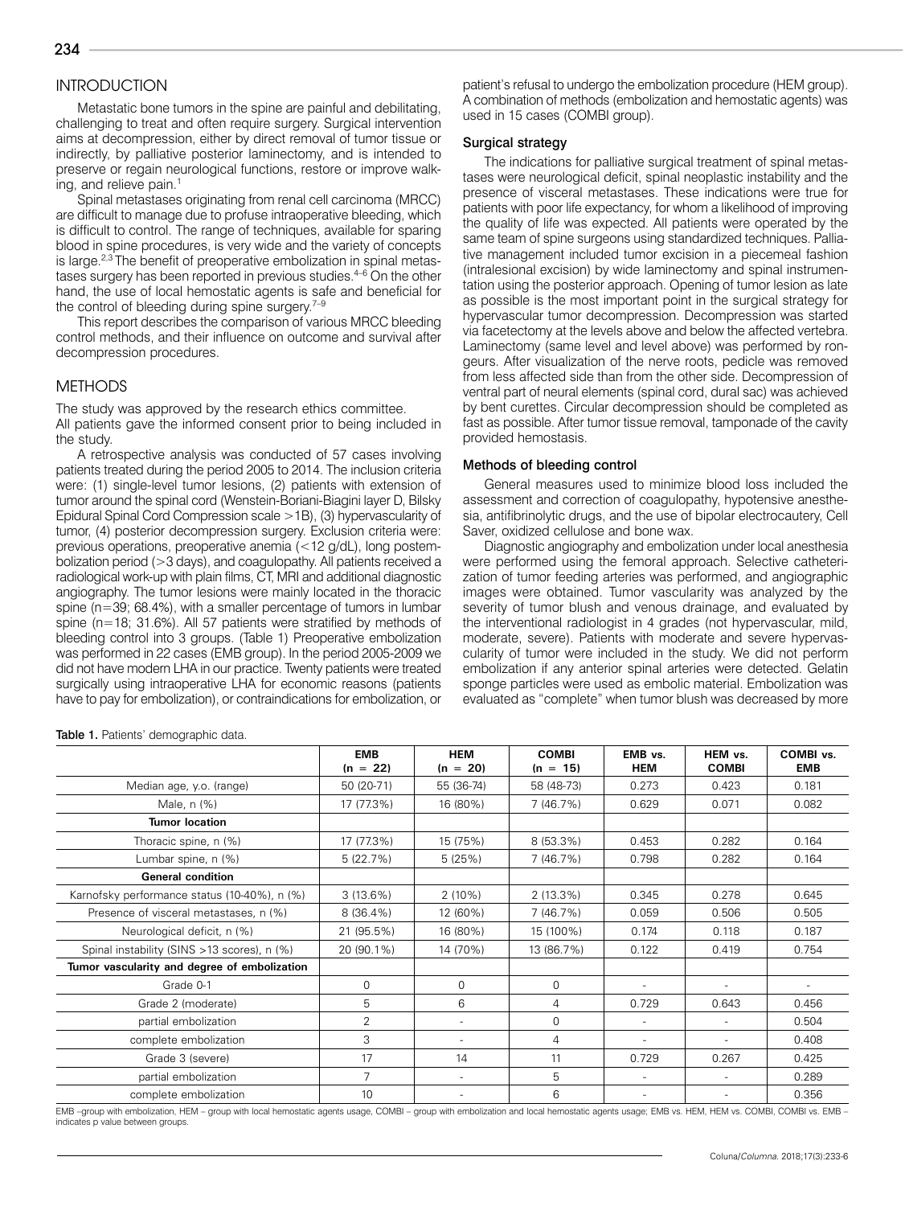## INTRODUCTION

Metastatic bone tumors in the spine are painful and debilitating, challenging to treat and often require surgery. Surgical intervention aims at decompression, either by direct removal of tumor tissue or indirectly, by palliative posterior laminectomy, and is intended to preserve or regain neurological functions, restore or improve walking, and relieve pain.[1]

Spinal metastases originating from renal cell carcinoma (MRCC) are difficult to manage due to profuse intraoperative bleeding, which is difficult to control. The range of techniques, available for sparing blood in spine procedures, is very wide and the variety of concepts is large.[2,3] The benefit of preoperative embolization in spinal metastases surgery has been reported in previous studies.[4–6] On the other hand, the use of local hemostatic agents is safe and beneficial for the control of bleeding during spine surgery.[7–9]

This report describes the comparison of various MRCC bleeding control methods, and their influence on outcome and survival after decompression procedures.

## METHODS

The study was approved by the research ethics committee.

All patients gave the informed consent prior to being included in the study.

A retrospective analysis was conducted of 57 cases involving patients treated during the period 2005 to 2014. The inclusion criteria were: (1) single-level tumor lesions, (2) patients with extension of tumor around the spinal cord (Wenstein-Boriani-Biagini layer D, Bilsky Epidural Spinal Cord Compression scale >1B), (3) hypervascularity of tumor, (4) posterior decompression surgery. Exclusion criteria were: previous operations, preoperative anemia (<12 g/dL), long postembolization period (>3 days), and coagulopathy. All patients received a radiological work-up with plain films, CT, MRI and additional diagnostic angiography. The tumor lesions were mainly located in the thoracic spine (n=39; 68.4%), with a smaller percentage of tumors in lumbar spine (n=18; 31.6%). All 57 patients were stratified by methods of bleeding control into 3 groups. (Table 1) Preoperative embolization was performed in 22 cases (EMB group). In the period 2005-2009 we did not have modern LHA in our practice. Twenty patients were treated surgically using intraoperative LHA for economic reasons (patients have to pay for embolization), or contraindications for embolization, or patient's refusal to undergo the embolization procedure (HEM group). A combination of methods (embolization and hemostatic agents) was used in 15 cases (COMBI group).

### Surgical strategy

The indications for palliative surgical treatment of spinal metastases were neurological deficit, spinal neoplastic instability and the presence of visceral metastases. These indications were true for patients with poor life expectancy, for whom a likelihood of improving the quality of life was expected. All patients were operated by the same team of spine surgeons using standardized techniques. Palliative management included tumor excision in a piecemeal fashion (intralesional excision) by wide laminectomy and spinal instrumentation using the posterior approach. Opening of tumor lesion as late as possible is the most important point in the surgical strategy for hypervascular tumor decompression. Decompression was started via facetectomy at the levels above and below the affected vertebra. Laminectomy (same level and level above) was performed by rongeurs. After visualization of the nerve roots, pedicle was removed from less affected side than from the other side. Decompression of ventral part of neural elements (spinal cord, dural sac) was achieved by bent curettes. Circular decompression should be completed as fast as possible. After tumor tissue removal, tamponade of the cavity provided hemostasis.

### Methods of bleeding control

General measures used to minimize blood loss included the assessment and correction of coagulopathy, hypotensive anesthesia, antifibrinolytic drugs, and the use of bipolar electrocautery, Cell Saver, oxidized cellulose and bone wax.

Diagnostic angiography and embolization under local anesthesia were performed using the femoral approach. Selective catheterization of tumor feeding arteries was performed, and angiographic images were obtained. Tumor vascularity was analyzed by the severity of tumor blush and venous drainage, and evaluated by the interventional radiologist in 4 grades (not hypervascular, mild, moderate, severe). Patients with moderate and severe hypervascularity of tumor were included in the study. We did not perform embolization if any anterior spinal arteries were detected. Gelatin sponge particles were used as embolic material. Embolization was evaluated as "complete" when tumor blush was decreased by more

**Table 1.** Patients' demographic data.

| | EMB (n = 22) | HEM (n = 20) | COMBI (n = 15) | EMB vs. HEM | HEM vs. COMBI | COMBI vs. EMB |
|---|---|---|---|---|---|---|
| Median age, y.o. (range) | 50 (20-71) | 55 (36-74) | 58 (48-73) | 0.273 | 0.423 | 0.181 |
| Male, n (%) | 17 (77.3%) | 16 (80%) | 7 (46.7%) | 0.629 | 0.071 | 0.082 |
| **Tumor location** | | | | | | |
| Thoracic spine, n (%) | 17 (77.3%) | 15 (75%) | 8 (53.3%) | 0.453 | 0.282 | 0.164 |
| Lumbar spine, n (%) | 5 (22.7%) | 5 (25%) | 7 (46.7%) | 0.798 | 0.282 | 0.164 |
| **General condition** | | | | | | |
| Karnofsky performance status (10-40%), n (%) | 3 (13.6%) | 2 (10%) | 2 (13.3%) | 0.345 | 0.278 | 0.645 |
| Presence of visceral metastases, n (%) | 8 (36.4%) | 12 (60%) | 7 (46.7%) | 0.059 | 0.506 | 0.505 |
| Neurological deficit, n (%) | 21 (95.5%) | 16 (80%) | 15 (100%) | 0.174 | 0.118 | 0.187 |
| Spinal instability (SINS >13 scores), n (%) | 20 (90.1%) | 14 (70%) | 13 (86.7%) | 0.122 | 0.419 | 0.754 |
| **Tumor vascularity and degree of embolization** | | | | | | |
| Grade 0-1 | 0 | 0 | 0 | - | - | - |
| Grade 2 (moderate) | 5 | 6 | 4 | 0.729 | 0.643 | 0.456 |
| partial embolization | 2 | - | 0 | - | - | 0.504 |
| complete embolization | 3 | - | 4 | - | - | 0.408 |
| Grade 3 (severe) | 17 | 14 | 11 | 0.729 | 0.267 | 0.425 |
| partial embolization | 7 | - | 5 | - | - | 0.289 |
| complete embolization | 10 | - | 6 | - | - | 0.356 |

EMB –group with embolization, HEM – group with local hemostatic agents usage, COMBI – group with embolization and local hemostatic agents usage; EMB vs. HEM, HEM vs. COMBI, COMBI vs. EMB – indicates p value between groups.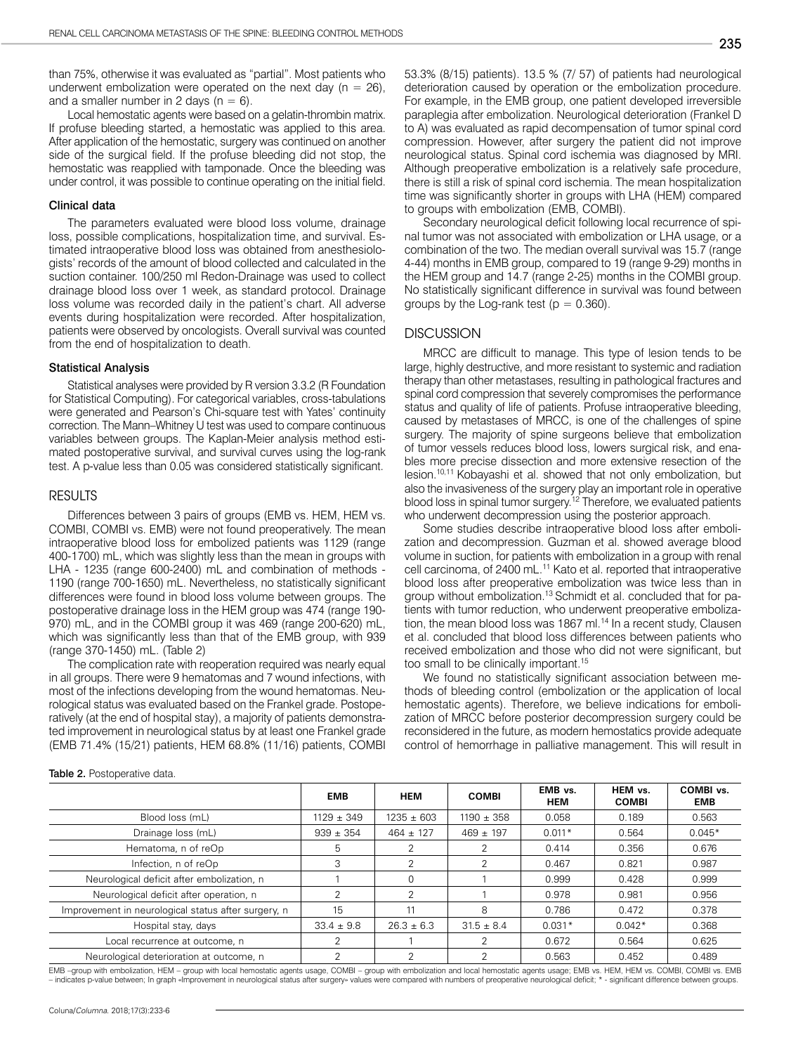than 75%, otherwise it was evaluated as "partial". Most patients who underwent embolization were operated on the next day (n = 26), and a smaller number in 2 days (n = 6).

Local hemostatic agents were based on a gelatin-thrombin matrix. If profuse bleeding started, a hemostatic was applied to this area. After application of the hemostatic, surgery was continued on another side of the surgical field. If the profuse bleeding did not stop, the hemostatic was reapplied with tamponade. Once the bleeding was under control, it was possible to continue operating on the initial field.

### Clinical data

The parameters evaluated were blood loss volume, drainage loss, possible complications, hospitalization time, and survival. Estimated intraoperative blood loss was obtained from anesthesiologists' records of the amount of blood collected and calculated in the suction container. 100/250 ml Redon-Drainage was used to collect drainage blood loss over 1 week, as standard protocol. Drainage loss volume was recorded daily in the patient's chart. All adverse events during hospitalization were recorded. After hospitalization, patients were observed by oncologists. Overall survival was counted from the end of hospitalization to death.

### Statistical Analysis

Statistical analyses were provided by R version 3.3.2 (R Foundation for Statistical Computing). For categorical variables, cross-tabulations were generated and Pearson's Chi-square test with Yates' continuity correction. The Mann–Whitney U test was used to compare continuous variables between groups. The Kaplan-Meier analysis method estimated postoperative survival, and survival curves using the log-rank test. A p-value less than 0.05 was considered statistically significant.

## RESULTS

Differences between 3 pairs of groups (EMB vs. HEM, HEM vs. COMBI, COMBI vs. EMB) were not found preoperatively. The mean intraoperative blood loss for embolized patients was 1129 (range 400-1700) mL, which was slightly less than the mean in groups with LHA - 1235 (range 600-2400) mL and combination of methods - 1190 (range 700-1650) mL. Nevertheless, no statistically significant differences were found in blood loss volume between groups. The postoperative drainage loss in the HEM group was 474 (range 190-970) mL, and in the COMBI group it was 469 (range 200-620) mL, which was significantly less than that of the EMB group, with 939 (range 370-1450) mL. (Table 2)

The complication rate with reoperation required was nearly equal in all groups. There were 9 hematomas and 7 wound infections, with most of the infections developing from the wound hematomas. Neurological status was evaluated based on the Frankel grade. Postoperatively (at the end of hospital stay), a majority of patients demonstrated improvement in neurological status by at least one Frankel grade (EMB 71.4% (15/21) patients, HEM 68.8% (11/16) patients, COMBI 53.3% (8/15) patients). 13.5 % (7/ 57) of patients had neurological deterioration caused by operation or the embolization procedure. For example, in the EMB group, one patient developed irreversible paraplegia after embolization. Neurological deterioration (Frankel D to A) was evaluated as rapid decompensation of tumor spinal cord compression. However, after surgery the patient did not improve neurological status. Spinal cord ischemia was diagnosed by MRI. Although preoperative embolization is a relatively safe procedure, there is still a risk of spinal cord ischemia. The mean hospitalization time was significantly shorter in groups with LHA (HEM) compared to groups with embolization (EMB, COMBI).

Secondary neurological deficit following local recurrence of spinal tumor was not associated with embolization or LHA usage, or a combination of the two. The median overall survival was 15.7 (range 4-44) months in EMB group, compared to 19 (range 9-29) months in the HEM group and 14.7 (range 2-25) months in the COMBI group. No statistically significant difference in survival was found between groups by the Log-rank test (p = 0.360).

## DISCUSSION

MRCC are difficult to manage. This type of lesion tends to be large, highly destructive, and more resistant to systemic and radiation therapy than other metastases, resulting in pathological fractures and spinal cord compression that severely compromises the performance status and quality of life of patients. Profuse intraoperative bleeding, caused by metastases of MRCC, is one of the challenges of spine surgery. The majority of spine surgeons believe that embolization of tumor vessels reduces blood loss, lowers surgical risk, and enables more precise dissection and more extensive resection of the lesion.[10,11] Kobayashi et al. showed that not only embolization, but also the invasiveness of the surgery play an important role in operative blood loss in spinal tumor surgery.[12] Therefore, we evaluated patients who underwent decompression using the posterior approach.

Some studies describe intraoperative blood loss after embolization and decompression. Guzman et al. showed average blood volume in suction, for patients with embolization in a group with renal cell carcinoma, of 2400 mL.[11] Kato et al. reported that intraoperative blood loss after preoperative embolization was twice less than in group without embolization.[13] Schmidt et al. concluded that for patients with tumor reduction, who underwent preoperative embolization, the mean blood loss was 1867 ml.[14] In a recent study, Clausen et al. concluded that blood loss differences between patients who received embolization and those who did not were significant, but too small to be clinically important.[15]

We found no statistically significant association between methods of bleeding control (embolization or the application of local hemostatic agents). Therefore, we believe indications for embolization of MRCC before posterior decompression surgery could be reconsidered in the future, as modern hemostatics provide adequate control of hemorrhage in palliative management. This will result in

**Table 2.** Postoperative data.

| | EMB | HEM | COMBI | EMB vs. HEM | HEM vs. COMBI | COMBI vs. EMB |
|---|---|---|---|---|---|---|
| Blood loss (mL) | 1129 ± 349 | 1235 ± 603 | 1190 ± 358 | 0.058 | 0.189 | 0.563 |
| Drainage loss (mL) | 939 ± 354 | 464 ± 127 | 469 ± 197 | 0.011* | 0.564 | 0.045* |
| Hematoma, n of reOp | 5 | 2 | 2 | 0.414 | 0.356 | 0.676 |
| Infection, n of reOp | 3 | 2 | 2 | 0.467 | 0.821 | 0.987 |
| Neurological deficit after embolization, n | 1 | 0 | 1 | 0.999 | 0.428 | 0.999 |
| Neurological deficit after operation, n | 2 | 2 | 1 | 0.978 | 0.981 | 0.956 |
| Improvement in neurological status after surgery, n | 15 | 11 | 8 | 0.786 | 0.472 | 0.378 |
| Hospital stay, days | 33.4 ± 9.8 | 26.3 ± 6.3 | 31.5 ± 8.4 | 0.031* | 0.042* | 0.368 |
| Local recurrence at outcome, n | 2 | 1 | 2 | 0.672 | 0.564 | 0.625 |
| Neurological deterioration at outcome, n | 2 | 2 | 2 | 0.563 | 0.452 | 0.489 |

EMB –group with embolization, HEM – group with local hemostatic agents usage, COMBI – group with embolization and local hemostatic agents usage; EMB vs. HEM, HEM vs. COMBI, COMBI vs. EMB – indicates p-value between; In graph «Improvement in neurological status after surgery» values were compared with numbers of preoperative neurological deficit; * - significant difference between groups.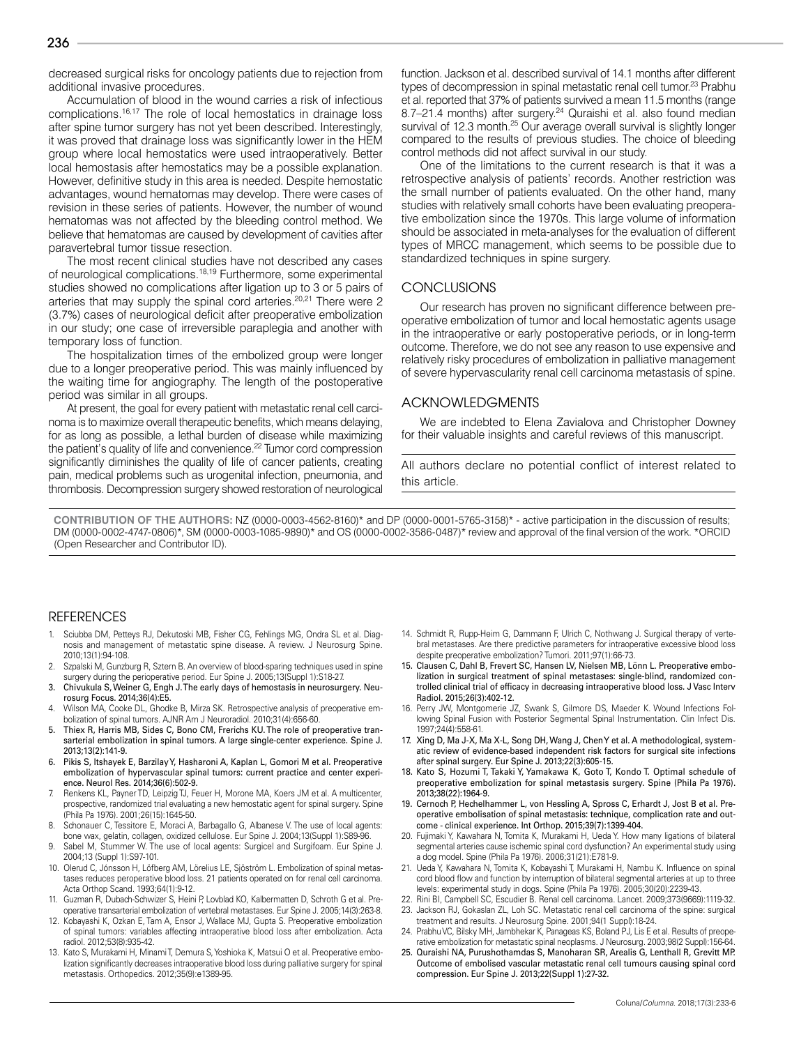decreased surgical risks for oncology patients due to rejection from additional invasive procedures.

Accumulation of blood in the wound carries a risk of infectious complications.[16,17] The role of local hemostatics in drainage loss after spine tumor surgery has not yet been described. Interestingly, it was proved that drainage loss was significantly lower in the HEM group where local hemostatics were used intraoperatively. Better local hemostasis after hemostatics may be a possible explanation. However, definitive study in this area is needed. Despite hemostatic advantages, wound hematomas may develop. There were cases of revision in these series of patients. However, the number of wound hematomas was not affected by the bleeding control method. We believe that hematomas are caused by development of cavities after paravertebral tumor tissue resection.

The most recent clinical studies have not described any cases of neurological complications.[18,19] Furthermore, some experimental studies showed no complications after ligation up to 3 or 5 pairs of arteries that may supply the spinal cord arteries.[20,21] There were 2 (3.7%) cases of neurological deficit after preoperative embolization in our study; one case of irreversible paraplegia and another with temporary loss of function.

The hospitalization times of the embolized group were longer due to a longer preoperative period. This was mainly influenced by the waiting time for angiography. The length of the postoperative period was similar in all groups.

At present, the goal for every patient with metastatic renal cell carcinoma is to maximize overall therapeutic benefits, which means delaying, for as long as possible, a lethal burden of disease while maximizing the patient's quality of life and convenience.[22] Tumor cord compression significantly diminishes the quality of life of cancer patients, creating pain, medical problems such as urogenital infection, pneumonia, and thrombosis. Decompression surgery showed restoration of neurological function. Jackson et al. described survival of 14.1 months after different types of decompression in spinal metastatic renal cell tumor.[23] Prabhu et al. reported that 37% of patients survived a mean 11.5 months (range 8.7–21.4 months) after surgery.[24] Quraishi et al. also found median survival of 12.3 month.[25] Our average overall survival is slightly longer compared to the results of previous studies. The choice of bleeding control methods did not affect survival in our study.

One of the limitations to the current research is that it was a retrospective analysis of patients' records. Another restriction was the small number of patients evaluated. On the other hand, many studies with relatively small cohorts have been evaluating preoperative embolization since the 1970s. This large volume of information should be associated in meta-analyses for the evaluation of different types of MRCC management, which seems to be possible due to standardized techniques in spine surgery.

## CONCLUSIONS

Our research has proven no significant difference between preoperative embolization of tumor and local hemostatic agents usage in the intraoperative or early postoperative periods, or in long-term outcome. Therefore, we do not see any reason to use expensive and relatively risky procedures of embolization in palliative management of severe hypervascularity renal cell carcinoma metastasis of spine.

## ACKNOWLEDGMENTS

We are indebted to Elena Zavialova and Christopher Downey for their valuable insights and careful reviews of this manuscript.

All authors declare no potential conflict of interest related to this article.

**CONTRIBUTION OF THE AUTHORS:** NZ (0000-0003-4562-8160)* and DP (0000-0001-5765-3158)* - active participation in the discussion of results; DM (0000-0002-4747-0806)*, SM (0000-0003-1085-9890)* and OS (0000-0002-3586-0487)* review and approval of the final version of the work. *ORCID (Open Researcher and Contributor ID).

## REFERENCES

1. Sciubba DM, Petteys RJ, Dekutoski MB, Fisher CG, Fehlings MG, Ondra SL et al. Diagnosis and management of metastatic spine disease. A review. J Neurosurg Spine. 2010;13(1):94-108.
2. Szpalski M, Gunzburg R, Sztern B. An overview of blood-sparing techniques used in spine surgery during the perioperative period. Eur Spine J. 2005;13(Suppl 1):S18-27.
3. Chivukula S, Weiner G, Engh J. The early days of hemostasis in neurosurgery. Neurosurg Focus. 2014;36(4):E5.
4. Wilson MA, Cooke DL, Ghodke B, Mirza SK. Retrospective analysis of preoperative embolization of spinal tumors. AJNR Am J Neuroradiol. 2010;31(4):656-60.
5. Thiex R, Harris MB, Sides C, Bono CM, Frerichs KU. The role of preoperative transarterial embolization in spinal tumors. A large single-center experience. Spine J. 2013;13(2):141-9.
6. Pikis S, Itshayek E, Barzilay Y, Hasharoni A, Kaplan L, Gomori M et al. Preoperative embolization of hypervascular spinal tumors: current practice and center experience. Neurol Res. 2014;36(6):502-9.
7. Renkens KL, Payner TD, Leipzig TJ, Feuer H, Morone MA, Koers JM et al. A multicenter, prospective, randomized trial evaluating a new hemostatic agent for spinal surgery. Spine (Phila Pa 1976). 2001;26(15):1645-50.
8. Schonauer C, Tessitore E, Moraci A, Barbagallo G, Albanese V. The use of local agents: bone wax, gelatin, collagen, oxidized cellulose. Eur Spine J. 2004;13(Suppl 1):S89-96.
9. Sabel M, Stummer W. The use of local agents: Surgicel and Surgifoam. Eur Spine J. 2004;13 (Suppl 1):S97-101.
10. Olerud C, Jónsson H, Löfberg AM, Lörelius LE, Sjöström L. Embolization of spinal metastases reduces peroperative blood loss. 21 patients operated on for renal cell carcinoma. Acta Orthop Scand. 1993;64(1):9-12.
11. Guzman R, Dubach-Schwizer S, Heini P, Lovblad KO, Kalbermatten D, Schroth G et al. Preoperative transarterial embolization of vertebral metastases. Eur Spine J. 2005;14(3):263-8.
12. Kobayashi K, Ozkan E, Tam A, Ensor J, Wallace MJ, Gupta S. Preoperative embolization of spinal tumors: variables affecting intraoperative blood loss after embolization. Acta radiol. 2012;53(8):935-42.
13. Kato S, Murakami H, Minami T, Demura S, Yoshioka K, Matsui O et al. Preoperative embolization significantly decreases intraoperative blood loss during palliative surgery for spinal metastasis. Orthopedics. 2012;35(9):e1389-95.
14. Schmidt R, Rupp-Heim G, Dammann F, Ulrich C, Nothwang J. Surgical therapy of vertebral metastases. Are there predictive parameters for intraoperative excessive blood loss despite preoperative embolization? Tumori. 2011;97(1):66-73.
15. Clausen C, Dahl B, Frevert SC, Hansen LV, Nielsen MB, Lönn L. Preoperative embolization in surgical treatment of spinal metastases: single-blind, randomized controlled clinical trial of efficacy in decreasing intraoperative blood loss. J Vasc Interv Radiol. 2015;26(3):402-12.
16. Perry JW, Montgomerie JZ, Swank S, Gilmore DS, Maeder K. Wound Infections Following Spinal Fusion with Posterior Segmental Spinal Instrumentation. Clin Infect Dis. 1997;24(4):558-61.
17. Xing D, Ma J-X, Ma X-L, Song DH, Wang J, Chen Y et al. A methodological, systematic review of evidence-based independent risk factors for surgical site infections after spinal surgery. Eur Spine J. 2013;22(3):605-15.
18. Kato S, Hozumi T, Takaki Y, Yamakawa K, Goto T, Kondo T. Optimal schedule of preoperative embolization for spinal metastasis surgery. Spine (Phila Pa 1976). 2013;38(22):1964-9.
19. Cernoch P, Hechelhammer L, von Hessling A, Spross C, Erhardt J, Jost B et al. Preoperative embolisation of spinal metastasis: technique, complication rate and outcome - clinical experience. Int Orthop. 2015;39(7):1399-404.
20. Fujimaki Y, Kawahara N, Tomita K, Murakami H, Ueda Y. How many ligations of bilateral segmental arteries cause ischemic spinal cord dysfunction? An experimental study using a dog model. Spine (Phila Pa 1976). 2006;31(21):E781-9.
21. Ueda Y, Kawahara N, Tomita K, Kobayashi T, Murakami H, Nambu K. Influence on spinal cord blood flow and function by interruption of bilateral segmental arteries at up to three levels: experimental study in dogs. Spine (Phila Pa 1976). 2005;30(20):2239-43.
22. Rini BI, Campbell SC, Escudier B. Renal cell carcinoma. Lancet. 2009;373(9669):1119-32.
23. Jackson RJ, Gokaslan ZL, Loh SC. Metastatic renal cell carcinoma of the spine: surgical treatment and results. J Neurosurg Spine. 2001;94(1 Suppl):18-24.
24. Prabhu VC, Bilsky MH, Jambhekar K, Panageas KS, Boland PJ, Lis E et al. Results of preoperative embolization for metastatic spinal neoplasms. J Neurosurg. 2003;98(2 Suppl):156-64.
25. Quraishi NA, Purushothamdas S, Manoharan SR, Arealis G, Lenthall R, Grevitt MP. Outcome of embolised vascular metastatic renal cell tumours causing spinal cord compression. Eur Spine J. 2013;22(Suppl 1):27-32.